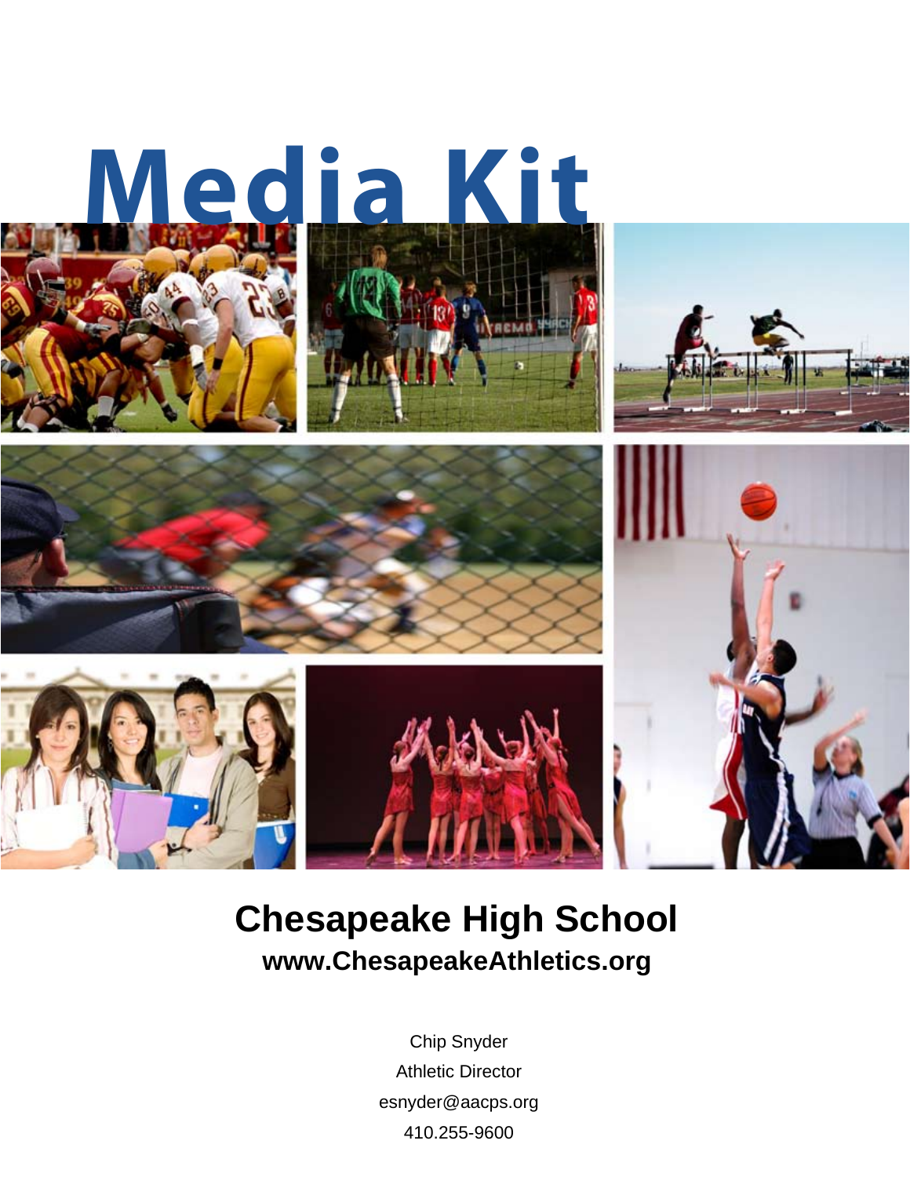# Media Kit

## Chesapeake High School

### www.ChesapeakeAthletics.org

Chip Snyder

Athletic Director

esnyder@aacps.org

410.255-9600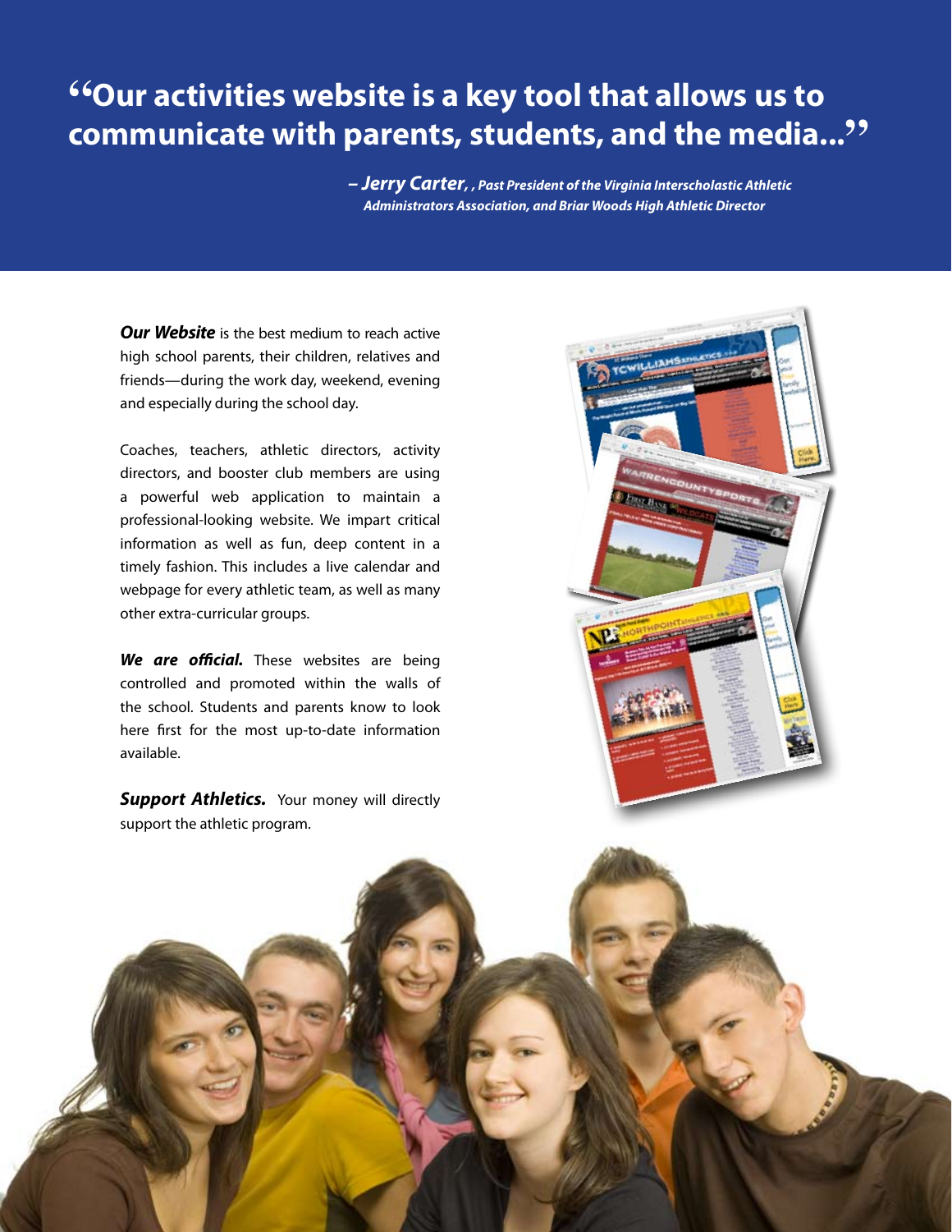# "Our activities website is a key tool that allows us to communicate with parents, students, and the media..."

***– Jerry Carter, , Past President of the Virginia Interscholastic Athletic Administrators Association, and Briar Woods High Athletic Director***

***Our Website*** is the best medium to reach active high school parents, their children, relatives and friends—during the work day, weekend, evening and especially during the school day.

Coaches, teachers, athletic directors, activity directors, and booster club members are using a powerful web application to maintain a professional-looking website. We impart critical information as well as fun, deep content in a timely fashion. This includes a live calendar and webpage for every athletic team, as well as many other extra-curricular groups.

***We are official.*** These websites are being controlled and promoted within the walls of the school. Students and parents know to look here first for the most up-to-date information available.

***Support Athletics.*** Your money will directly support the athletic program.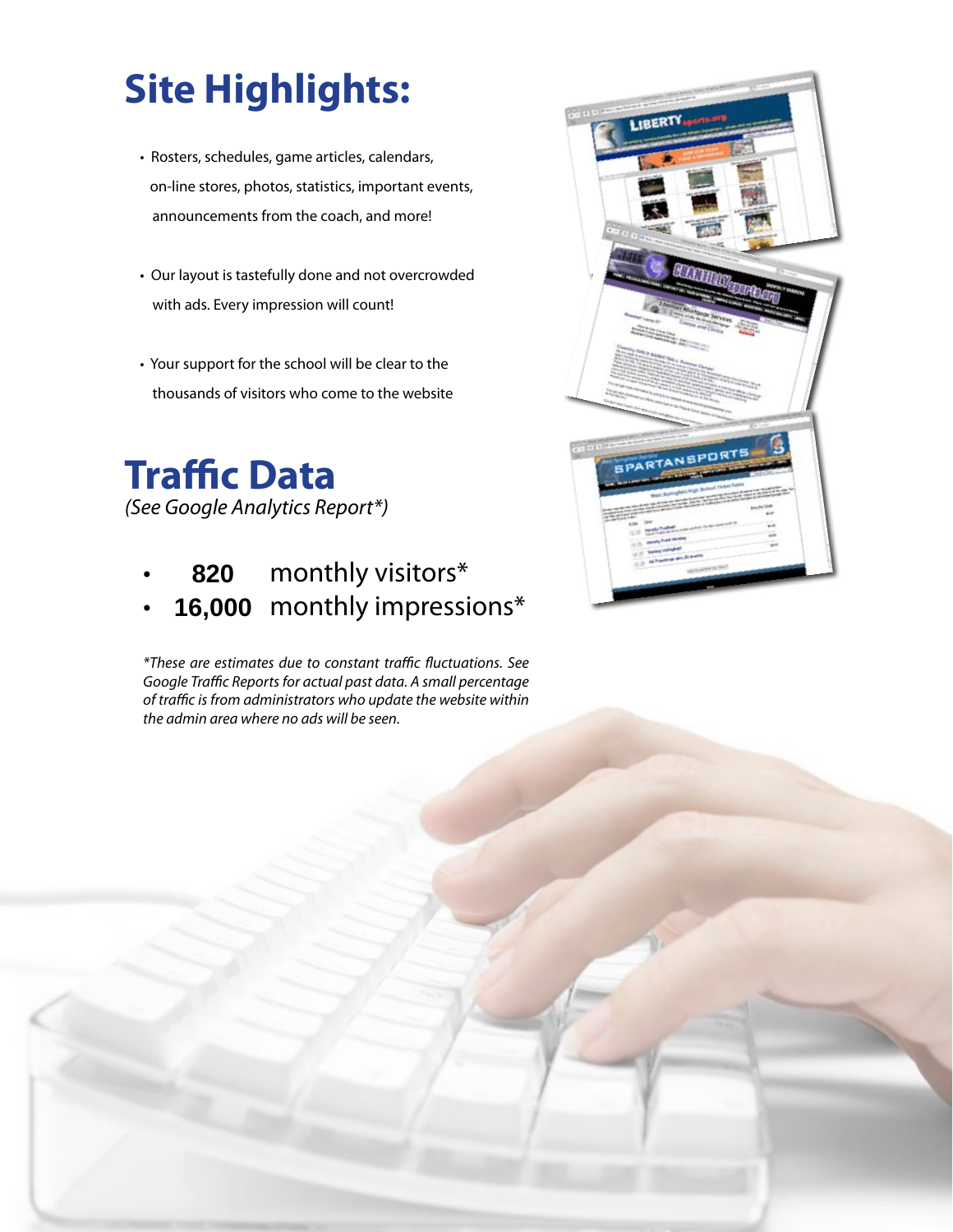# Site Highlights:

- Rosters, schedules, game articles, calendars, on-line stores, photos, statistics, important events, announcements from the coach, and more!
- Our layout is tastefully done and not overcrowded with ads. Every impression will count!
- Your support for the school will be clear to the thousands of visitors who come to the website

# Traffic Data

*(See Google Analytics Report*)*

- **820** monthly visitors*
- **16,000** monthly impressions*

*\*These are estimates due to constant traffic fluctuations. See Google Traffic Reports for actual past data. A small percentage of traffic is from administrators who update the website within the admin area where no ads will be seen.*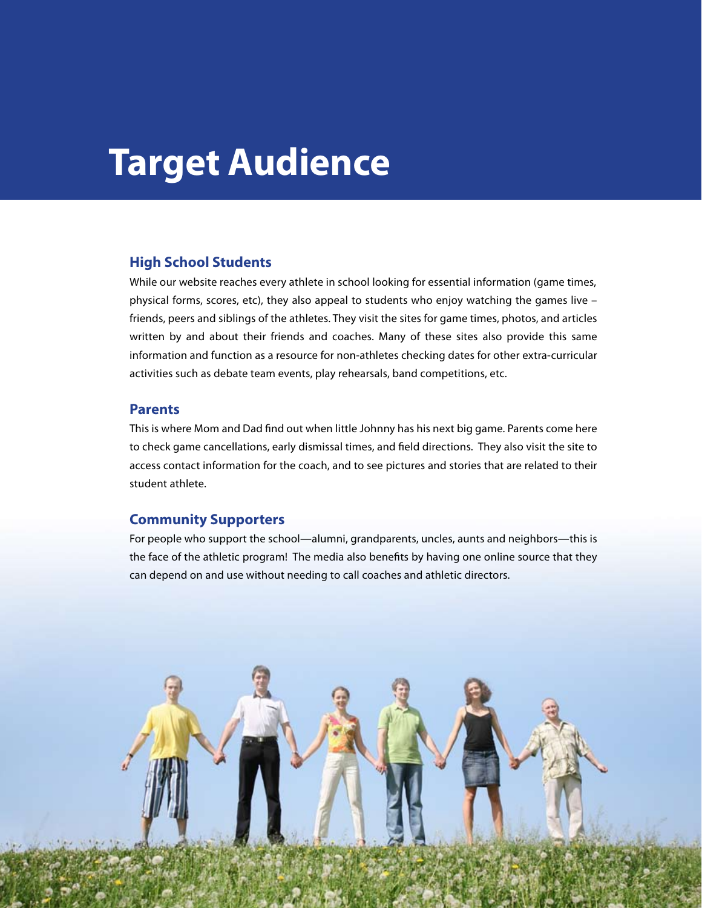# Target Audience

## High School Students

While our website reaches every athlete in school looking for essential information (game times, physical forms, scores, etc), they also appeal to students who enjoy watching the games live – friends, peers and siblings of the athletes. They visit the sites for game times, photos, and articles written by and about their friends and coaches. Many of these sites also provide this same information and function as a resource for non-athletes checking dates for other extra-curricular activities such as debate team events, play rehearsals, band competitions, etc.

## Parents

This is where Mom and Dad find out when little Johnny has his next big game. Parents come here to check game cancellations, early dismissal times, and field directions. They also visit the site to access contact information for the coach, and to see pictures and stories that are related to their student athlete.

## Community Supporters

For people who support the school—alumni, grandparents, uncles, aunts and neighbors—this is the face of the athletic program! The media also benefits by having one online source that they can depend on and use without needing to call coaches and athletic directors.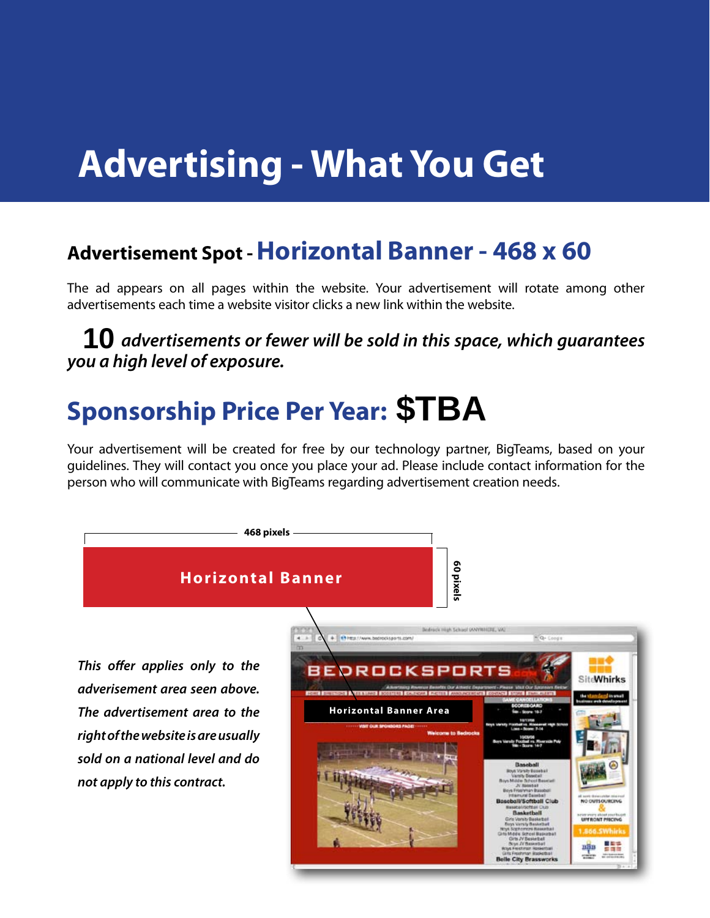# Advertising - What You Get

## Advertisement Spot - Horizontal Banner - 468 x 60

The ad appears on all pages within the website. Your advertisement will rotate among other advertisements each time a website visitor clicks a new link within the website.

***10** advertisements or fewer will be sold in this space, which guarantees you a high level of exposure.*

## Sponsorship Price Per Year: $TBA

Your advertisement will be created for free by our technology partner, BigTeams, based on your guidelines. They will contact you once you place your ad. Please include contact information for the person who will communicate with BigTeams regarding advertisement creation needs.

468 pixels

**Horizontal Banner**

60 pixels

*This offer applies only to the adverisement area seen above. The advertisement area to the right of the website is are usually sold on a national level and do not apply to this contract.*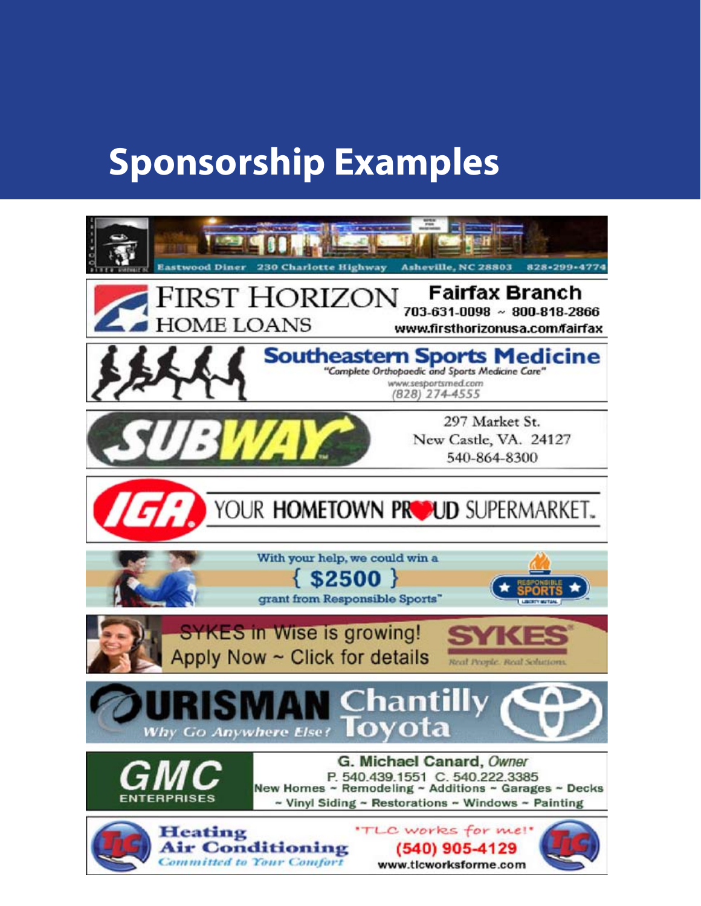# Sponsorship Examples

Eastwood Diner 230 Charlotte Highway Asheville, NC 28803 828-299-4774

FIRST HORIZON HOME LOANS
Fairfax Branch
703-631-0098 ~ 800-818-2866
www.firsthorizonusa.com/fairfax

Southeastern Sports Medicine
"Complete Orthopaedic and Sports Medicine Care"
www.sesportsmed.com
(828) 274-4555

SUBWAY
297 Market St.
New Castle, VA. 24127
540-864-8300

IGA YOUR HOMETOWN PROUD SUPERMARKET.

With your help, we could win a
{ $2500 }
grant from Responsible Sports™
RESPONSIBLE SPORTS LIBERTY MUTUAL

SYKES in Wise is growing!
Apply Now ~ Click for details
SYKES Real People. Real Solutions.

OURISMAN Chantilly Toyota
Why Go Anywhere Else?

GMC ENTERPRISES
G. Michael Canard, *Owner*
P. 540.439.1551 C. 540.222.3385
New Homes ~ Remodeling ~ Additions ~ Garages ~ Decks
~ Vinyl Siding ~ Restorations ~ Windows ~ Painting

TLC
Heating Air Conditioning
*Committed to Your Comfort*
"TLC works for me!"
(540) 905-4129
www.tlcworksforme.com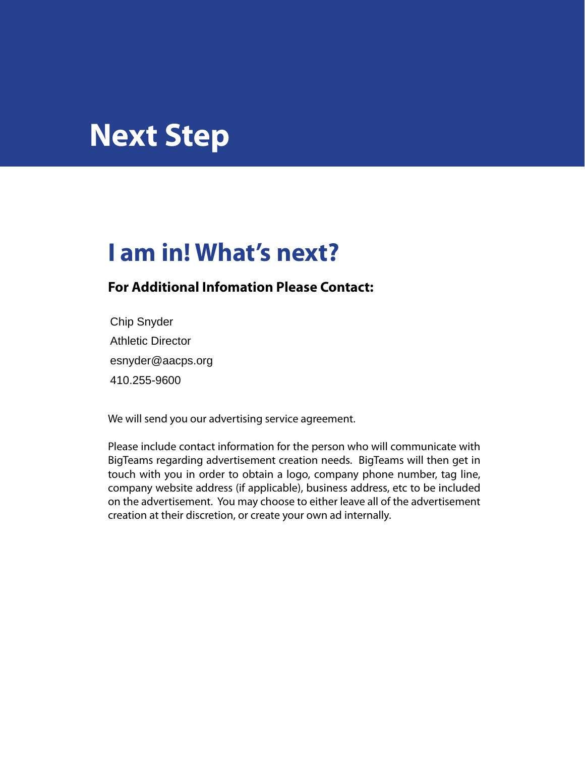# Next Step

## I am in! What's next?

### For Additional Infomation Please Contact:

Chip Snyder
Athletic Director
esnyder@aacps.org
410.255-9600

We will send you our advertising service agreement.

Please include contact information for the person who will communicate with BigTeams regarding advertisement creation needs. BigTeams will then get in touch with you in order to obtain a logo, company phone number, tag line, company website address (if applicable), business address, etc to be included on the advertisement. You may choose to either leave all of the advertisement creation at their discretion, or create your own ad internally.